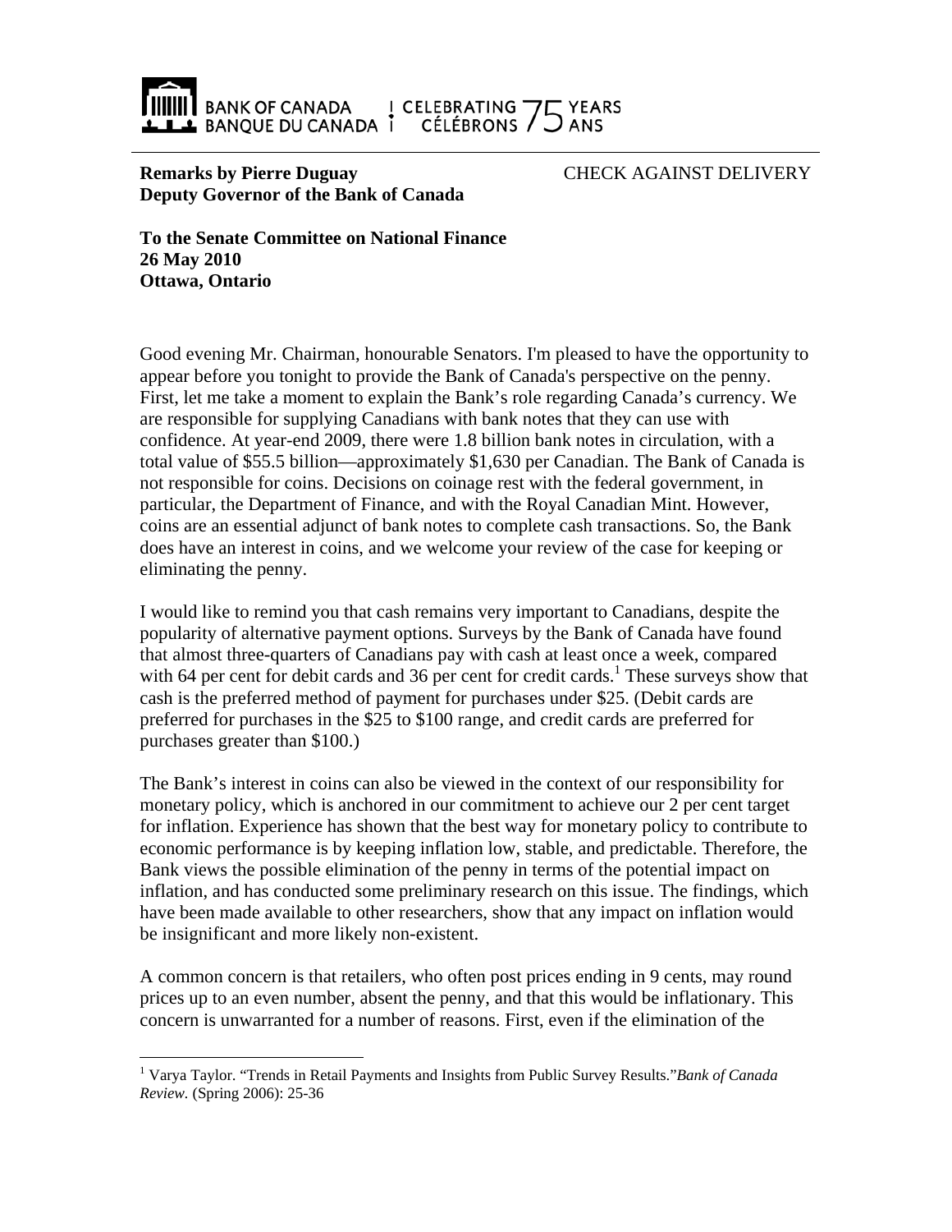BANK OF CANADA | CELEBRATING 75 YEARS
BANQUE DU CANADA | CÉLÉBRONS 75 ANS

**Remarks by Pierre Duguay**
**Deputy Governor of the Bank of Canada**

CHECK AGAINST DELIVERY

**To the Senate Committee on National Finance**
**26 May 2010**
**Ottawa, Ontario**

Good evening Mr. Chairman, honourable Senators. I'm pleased to have the opportunity to appear before you tonight to provide the Bank of Canada's perspective on the penny. First, let me take a moment to explain the Bank's role regarding Canada's currency. We are responsible for supplying Canadians with bank notes that they can use with confidence. At year-end 2009, there were 1.8 billion bank notes in circulation, with a total value of $55.5 billion—approximately $1,630 per Canadian. The Bank of Canada is not responsible for coins. Decisions on coinage rest with the federal government, in particular, the Department of Finance, and with the Royal Canadian Mint. However, coins are an essential adjunct of bank notes to complete cash transactions. So, the Bank does have an interest in coins, and we welcome your review of the case for keeping or eliminating the penny.

I would like to remind you that cash remains very important to Canadians, despite the popularity of alternative payment options. Surveys by the Bank of Canada have found that almost three-quarters of Canadians pay with cash at least once a week, compared with 64 per cent for debit cards and 36 per cent for credit cards.[1] These surveys show that cash is the preferred method of payment for purchases under $25. (Debit cards are preferred for purchases in the $25 to $100 range, and credit cards are preferred for purchases greater than $100.)

The Bank's interest in coins can also be viewed in the context of our responsibility for monetary policy, which is anchored in our commitment to achieve our 2 per cent target for inflation. Experience has shown that the best way for monetary policy to contribute to economic performance is by keeping inflation low, stable, and predictable. Therefore, the Bank views the possible elimination of the penny in terms of the potential impact on inflation, and has conducted some preliminary research on this issue. The findings, which have been made available to other researchers, show that any impact on inflation would be insignificant and more likely non-existent.

A common concern is that retailers, who often post prices ending in 9 cents, may round prices up to an even number, absent the penny, and that this would be inflationary. This concern is unwarranted for a number of reasons. First, even if the elimination of the

[1] Varya Taylor. "Trends in Retail Payments and Insights from Public Survey Results."*Bank of Canada Review.* (Spring 2006): 25-36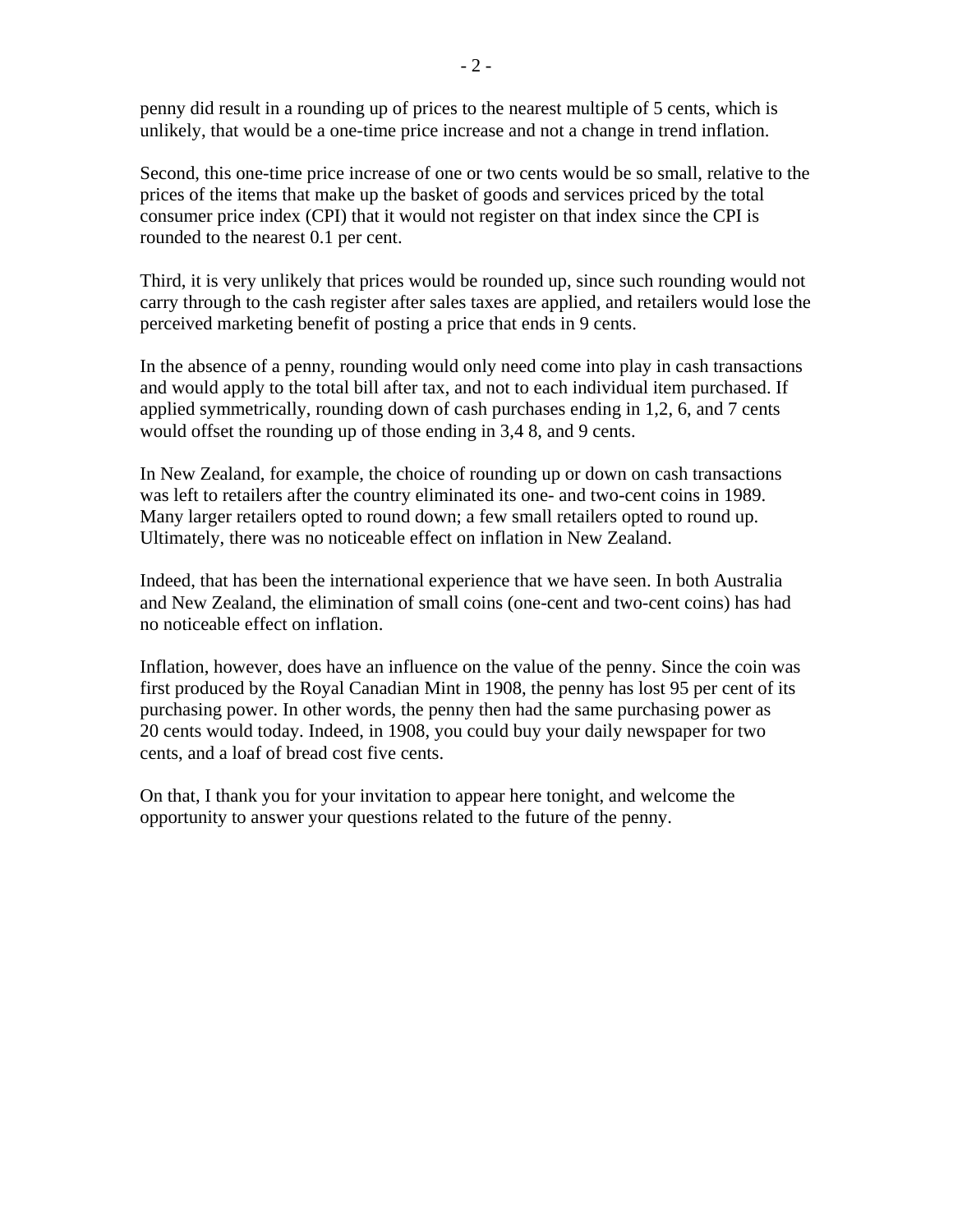penny did result in a rounding up of prices to the nearest multiple of 5 cents, which is unlikely, that would be a one-time price increase and not a change in trend inflation.

Second, this one-time price increase of one or two cents would be so small, relative to the prices of the items that make up the basket of goods and services priced by the total consumer price index (CPI) that it would not register on that index since the CPI is rounded to the nearest 0.1 per cent.

Third, it is very unlikely that prices would be rounded up, since such rounding would not carry through to the cash register after sales taxes are applied, and retailers would lose the perceived marketing benefit of posting a price that ends in 9 cents.

In the absence of a penny, rounding would only need come into play in cash transactions and would apply to the total bill after tax, and not to each individual item purchased. If applied symmetrically, rounding down of cash purchases ending in 1,2, 6, and 7 cents would offset the rounding up of those ending in 3,4 8, and 9 cents.

In New Zealand, for example, the choice of rounding up or down on cash transactions was left to retailers after the country eliminated its one- and two-cent coins in 1989. Many larger retailers opted to round down; a few small retailers opted to round up. Ultimately, there was no noticeable effect on inflation in New Zealand.

Indeed, that has been the international experience that we have seen. In both Australia and New Zealand, the elimination of small coins (one-cent and two-cent coins) has had no noticeable effect on inflation.

Inflation, however, does have an influence on the value of the penny. Since the coin was first produced by the Royal Canadian Mint in 1908, the penny has lost 95 per cent of its purchasing power. In other words, the penny then had the same purchasing power as 20 cents would today. Indeed, in 1908, you could buy your daily newspaper for two cents, and a loaf of bread cost five cents.

On that, I thank you for your invitation to appear here tonight, and welcome the opportunity to answer your questions related to the future of the penny.